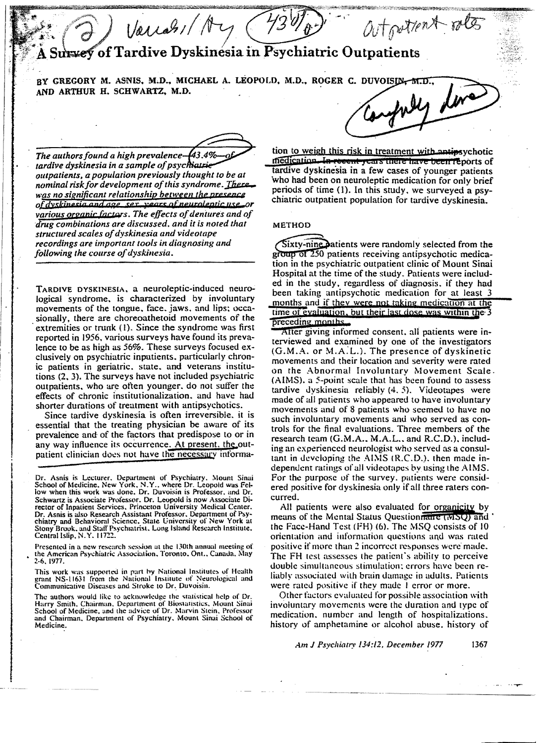# A Survey of Tardive Dyskinesia in Psychiatric Outpatients

BY GREGORY M. ASNIS, M.D., MICHAEL A. LEOPOLD, M.D., ROGER C. DUVOISIN, M.D., AND ARTHUR H. SCHWARTZ, M.D.

*The authors found a high prevalence—43.4%—of tardive dyskinesia in a sample of psychiatric outpatients, a population previously thought to be at nominal risk for development of this syndrome. There was no significant relationship between the presence of dyskinesia and age, sex, years of neuroleptic use, or various organic factors. The effects of dentures and of drug combinations are discussed, and it is noted that structured scales of dyskinesia and videotape recordings are important tools in diagnosing and following the course of dyskinesia.*

TARDIVE DYSKINESIA, a neuroleptic-induced neurological syndrome, is characterized by involuntary movements of the tongue, face, jaws, and lips; occasionally, there are choreoathetoid movements of the extremities or trunk (1). Since the syndrome was first reported in 1956, various surveys have found its prevalence to be as high as 56%. These surveys focused exclusively on psychiatric inpatients, particularly chronic patients in geriatric, state, and veterans institutions (2, 3). The surveys have not included psychiatric outpatients, who are often younger, do not suffer the effects of chronic institutionalization, and have had shorter durations of treatment with antipsychotics.

Since tardive dyskinesia is often irreversible, it is essential that the treating physician be aware of its prevalence and of the factors that predispose to or in any way influence its occurrence. At present, the outpatient clinician does not have the necessary information to weigh this risk in treatment with antipsychotic medication. In recent years there have been reports of tardive dyskinesia in a few cases of younger patients who had been on neuroleptic medication for only brief periods of time (1). In this study, we surveyed a psychiatric outpatient population for tardive dyskinesia.

## METHOD

Sixty-nine patients were randomly selected from the group of 250 patients receiving antipsychotic medication in the psychiatric outpatient clinic of Mount Sinai Hospital at the time of the study. Patients were included in the study, regardless of diagnosis, if they had been taking antipsychotic medication for at least 3 months and if they were not taking medication at the time of evaluation, but their last dose was within the 3 preceding months.

After giving informed consent, all patients were interviewed and examined by one of the investigators (G.M.A. or M.A.L.). The presence of dyskinetic movements and their location and severity were rated on the Abnormal Involuntary Movement Scale (AIMS), a 5-point scale that has been found to assess tardive dyskinesia reliably (4, 5). Videotapes were made of all patients who appeared to have involuntary movements and of 8 patients who seemed to have no such involuntary movements and who served as controls for the final evaluations. Three members of the research team (G.M.A., M.A.L., and R.C.D.), including an experienced neurologist who served as a consultant in developing the AIMS (R.C.D.), then made independent ratings of all videotapes by using the AIMS. For the purpose of the survey, patients were considered positive for dyskinesia only if all three raters concurred.

All patients were also evaluated for organicity by means of the Mental Status Questionnaire (MSQ) and the Face-Hand Test (FH) (6). The MSQ consists of 10 orientation and information questions and was rated positive if more than 2 incorrect responses were made. The FH test assesses the patient's ability to perceive double simultaneous stimulation; errors have been reliably associated with brain damage in adults. Patients were rated positive if they made 1 error or more.

Other factors evaluated for possible association with involuntary movements were the duration and type of medication, number and length of hospitalizations, history of amphetamine or alcohol abuse, history of

---

Dr. Asnis is Lecturer, Department of Psychiatry, Mount Sinai School of Medicine, New York, N.Y., where Dr. Leopold was Fellow when this work was done. Dr. Duvoisin is Professor, and Dr. Schwartz is Associate Professor. Dr. Leopold is now Associate Director of Inpatient Services, Princeton University Medical Center. Dr. Asnis is also Research Assistant Professor, Department of Psychiatry and Behavioral Science, State University of New York at Stony Brook, and Staff Psychiatrist, Long Island Research Institute, Central Islip, N.Y. 11722.

Presented in a new research session at the 130th annual meeting of the American Psychiatric Association, Toronto, Ont., Canada, May 2-6, 1977.

This work was supported in part by National Institutes of Health grant NS-11631 from the National Institute of Neurological and Communicative Diseases and Stroke to Dr. Duvoisin.

The authors would like to acknowledge the statistical help of Dr. Harry Smith, Chairman, Department of Biostatistics, Mount Sinai School of Medicine, and the advice of Dr. Marvin Stein, Professor and Chairman, Department of Psychiatry, Mount Sinai School of Medicine.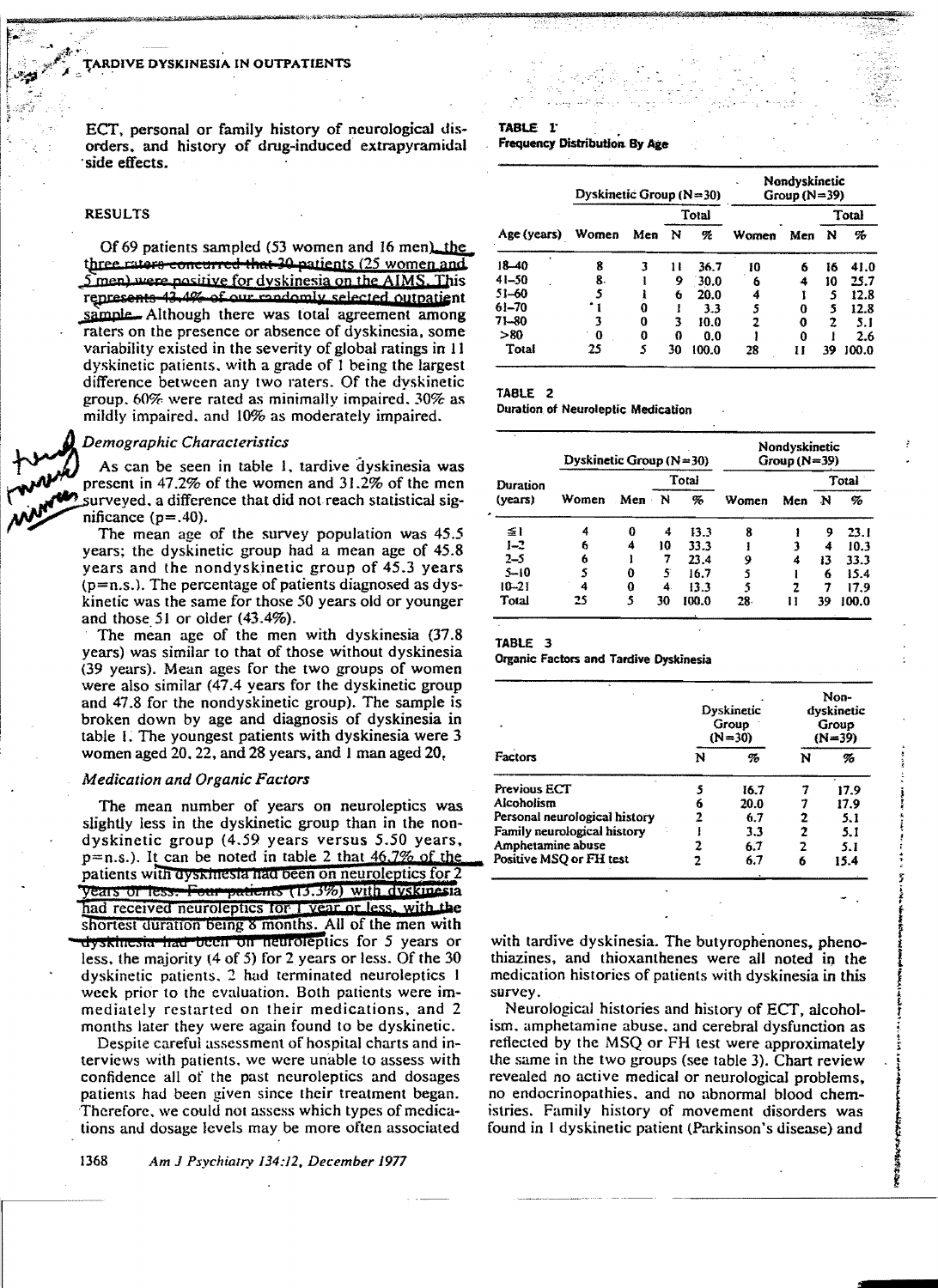ECT, personal or family history of neurological disorders, and history of drug-induced extrapyramidal side effects.

## RESULTS

Of 69 patients sampled (53 women and 16 men), the three raters concurred that 30 patients (25 women and 5 men) were positive for dyskinesia on the AIMS. This represents 43.4% of our randomly selected outpatient sample. Although there was total agreement among raters on the presence or absence of dyskinesia, some variability existed in the severity of global ratings in 11 dyskinetic patients, with a grade of 1 being the largest difference between any two raters. Of the dyskinetic group, 60% were rated as minimally impaired, 30% as mildly impaired, and 10% as moderately impaired.

### *Demographic Characteristics*

As can be seen in table 1, tardive dyskinesia was present in 47.2% of the women and 31.2% of the men surveyed, a difference that did not reach statistical significance (p=.40).

The mean age of the survey population was 45.5 years; the dyskinetic group had a mean age of 45.8 years and the nondyskinetic group of 45.3 years (p=n.s.). The percentage of patients diagnosed as dyskinetic was the same for those 50 years old or younger and those 51 or older (43.4%).

The mean age of the men with dyskinesia (37.8 years) was similar to that of those without dyskinesia (39 years). Mean ages for the two groups of women were also similar (47.4 years for the dyskinetic group and 47.8 for the nondyskinetic group). The sample is broken down by age and diagnosis of dyskinesia in table 1. The youngest patients with dyskinesia were 3 women aged 20, 22, and 28 years, and 1 man aged 20.

### *Medication and Organic Factors*

The mean number of years on neuroleptics was slightly less in the dyskinetic group than in the nondyskinetic group (4.59 years versus 5.50 years, p=n.s.). It can be noted in table 2 that 46.7% of the patients with dyskinesia had been on neuroleptics for 2 years or less. Four patients (13.3%) with dyskinesia had received neuroleptics for 1 year or less, with the shortest duration being 8 months. All of the men with dyskinesia had been on neuroleptics for 5 years or less, the majority (4 of 5) for 2 years or less. Of the 30 dyskinetic patients, 2 had terminated neuroleptics 1 week prior to the evaluation. Both patients were immediately restarted on their medications, and 2 months later they were again found to be dyskinetic.

Despite careful assessment of hospital charts and interviews with patients, we were unable to assess with confidence all of the past neuroleptics and dosages patients had been given since their treatment began. Therefore, we could not assess which types of medications and dosage levels may be more often associated with tardive dyskinesia. The butyrophenones, phenothiazines, and thioxanthenes were all noted in the medication histories of patients with dyskinesia in this survey.

Neurological histories and history of ECT, alcoholism, amphetamine abuse, and cerebral dysfunction as reflected by the MSQ or FH test were approximately the same in the two groups (see table 3). Chart review revealed no active medical or neurological problems, no endocrinopathies, and no abnormal blood chemistries. Family history of movement disorders was found in 1 dyskinetic patient (Parkinson's disease) and

**TABLE 1**
**Frequency Distribution By Age**

| | Dyskinetic Group (N=30) | | | | Nondyskinetic Group (N=39) | | | |
|---|---|---|---|---|---|---|---|---|
| | | | Total | | | | Total | |
| Age (years) | Women | Men | N | % | Women | Men | N | % |
| 18–40 | 8 | 3 | 11 | 36.7 | 10 | 6 | 16 | 41.0 |
| 41–50 | 8 | 1 | 9 | 30.0 | 6 | 4 | 10 | 25.7 |
| 51–60 | 5 | 1 | 6 | 20.0 | 4 | 1 | 5 | 12.8 |
| 61–70 | 1 | 0 | 1 | 3.3 | 5 | 0 | 5 | 12.8 |
| 71–80 | 3 | 0 | 3 | 10.0 | 2 | 0 | 2 | 5.1 |
| >80 | 0 | 0 | 0 | 0.0 | 1 | 0 | 1 | 2.6 |
| Total | 25 | 5 | 30 | 100.0 | 28 | 11 | 39 | 100.0 |

**TABLE 2**
**Duration of Neuroleptic Medication**

| | Dyskinetic Group (N=30) | | | | Nondyskinetic Group (N=39) | | | |
|---|---|---|---|---|---|---|---|---|
| | | | Total | | | | Total | |
| Duration (years) | Women | Men | N | % | Women | Men | N | % |
| ≤1 | 4 | 0 | 4 | 13.3 | 8 | 1 | 9 | 23.1 |
| 1–2 | 6 | 4 | 10 | 33.3 | 1 | 3 | 4 | 10.3 |
| 2–5 | 6 | 1 | 7 | 23.4 | 9 | 4 | 13 | 33.3 |
| 5–10 | 5 | 0 | 5 | 16.7 | 5 | 1 | 6 | 15.4 |
| 10–21 | 4 | 0 | 4 | 13.3 | 5 | 2 | 7 | 17.9 |
| Total | 25 | 5 | 30 | 100.0 | 28 | 11 | 39 | 100.0 |

**TABLE 3**
**Organic Factors and Tardive Dyskinesia**

| | Dyskinetic Group (N=30) | | Nondyskinetic Group (N=39) | |
|---|---|---|---|---|
| Factors | N | % | N | % |
| Previous ECT | 5 | 16.7 | 7 | 17.9 |
| Alcoholism | 6 | 20.0 | 7 | 17.9 |
| Personal neurological history | 2 | 6.7 | 2 | 5.1 |
| Family neurological history | 1 | 3.3 | 2 | 5.1 |
| Amphetamine abuse | 2 | 6.7 | 2 | 5.1 |
| Positive MSQ or FH test | 2 | 6.7 | 6 | 15.4 |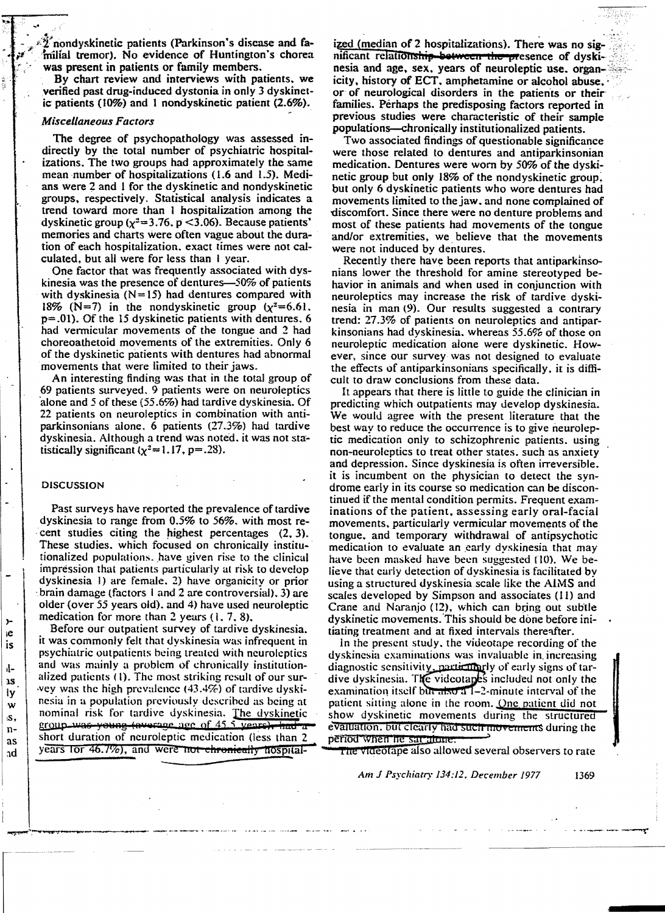2 nondyskinetic patients (Parkinson's disease and familial tremor). No evidence of Huntington's chorea was present in patients or family members.

By chart review and interviews with patients, we verified past drug-induced dystonia in only 3 dyskinetic patients (10%) and 1 nondyskinetic patient (2.6%).

### Miscellaneous Factors

The degree of psychopathology was assessed indirectly by the total number of psychiatric hospitalizations. The two groups had approximately the same mean number of hospitalizations (1.6 and 1.5). Medians were 2 and 1 for the dyskinetic and nondyskinetic groups, respectively. Statistical analysis indicates a trend toward more than 1 hospitalization among the dyskinetic group ($\chi^2$=3.76, $p<$.06). Because patients' memories and charts were often vague about the duration of each hospitalization, exact times were not calculated, but all were for less than 1 year.

One factor that was frequently associated with dyskinesia was the presence of dentures—50% of patients with dyskinesia (N=15) had dentures compared with 18% (N=7) in the nondyskinetic group ($\chi^2$=6.61, p=.01). Of the 15 dyskinetic patients with dentures, 6 had vermicular movements of the tongue and 2 had choreoathetoid movements of the extremities. Only 6 of the dyskinetic patients with dentures had abnormal movements that were limited to their jaws.

An interesting finding was that in the total group of 69 patients surveyed, 9 patients were on neuroleptics alone and 5 of these (55.6%) had tardive dyskinesia. Of 22 patients on neuroleptics in combination with antiparkinsonians alone, 6 patients (27.3%) had tardive dyskinesia. Although a trend was noted, it was not statistically significant ($\chi^2$=1.17, p=.28).

## DISCUSSION

Past surveys have reported the prevalence of tardive dyskinesia to range from 0.5% to 56%, with most recent studies citing the highest percentages (2, 3). These studies, which focused on chronically institutionalized populations, have given rise to the clinical impression that patients particularly at risk to develop dyskinesia 1) are female, 2) have organicity or prior brain damage (factors 1 and 2 are controversial), 3) are older (over 55 years old), and 4) have used neuroleptic medication for more than 2 years (1, 7, 8).

Before our outpatient survey of tardive dyskinesia, it was commonly felt that dyskinesia was infrequent in psychiatric outpatients being treated with neuroleptics and was mainly a problem of chronically institutionalized patients (1). The most striking result of our survey was the high prevalence (43.4%) of tardive dyskinesia in a population previously described as being at nominal risk for tardive dyskinesia. The dyskinetic group was young (average age of 45.5 years), had a short duration of neuroleptic medication (less than 2 years for 46.7%), and were not chronically hospitalized (median of 2 hospitalizations). There was no significant relationship between the presence of dyskinesia and age, sex, years of neuroleptic use, organicity, history of ECT, amphetamine or alcohol abuse, or of neurological disorders in the patients or their families. Perhaps the predisposing factors reported in previous studies were characteristic of their sample populations—chronically institutionalized patients.

Two associated findings of questionable significance were those related to dentures and antiparkinsonian medication. Dentures were worn by 50% of the dyskinetic group but only 18% of the nondyskinetic group, but only 6 dyskinetic patients who wore dentures had movements limited to the jaw, and none complained of discomfort. Since there were no denture problems and most of these patients had movements of the tongue and/or extremities, we believe that the movements were not induced by dentures.

Recently there have been reports that antiparkinsonians lower the threshold for amine stereotyped behavior in animals and when used in conjunction with neuroleptics may increase the risk of tardive dyskinesia in man (9). Our results suggested a contrary trend: 27.3% of patients on neuroleptics and antiparkinsonians had dyskinesia, whereas 55.6% of those on neuroleptic medication alone were dyskinetic. However, since our survey was not designed to evaluate the effects of antiparkinsonians specifically, it is difficult to draw conclusions from these data.

It appears that there is little to guide the clinician in predicting which outpatients may develop dyskinesia. We would agree with the present literature that the best way to reduce the occurrence is to give neuroleptic medication only to schizophrenic patients, using non-neuroleptics to treat other states, such as anxiety and depression. Since dyskinesia is often irreversible, it is incumbent on the physician to detect the syndrome early in its course so medication can be discontinued if the mental condition permits. Frequent examinations of the patient, assessing early oral-facial movements, particularly vermicular movements of the tongue, and temporary withdrawal of antipsychotic medication to evaluate an early dyskinesia that may have been masked have been suggested (10). We believe that early detection of dyskinesia is facilitated by using a structured dyskinesia scale like the AIMS and scales developed by Simpson and associates (11) and Crane and Naranjo (12), which can bring out subtle dyskinetic movements. This should be done before initiating treatment and at fixed intervals thereafter.

In the present study, the videotape recording of the dyskinesia examinations was invaluable in increasing diagnostic sensitivity, particularly of early signs of tardive dyskinesia. The videotapes included not only the examination itself but also a 1–2-minute interval of the patient sitting alone in the room. One patient did not show dyskinetic movements during the structured evaluation, but clearly had such movements during the period when he sat alone.

The videotape also allowed several observers to rate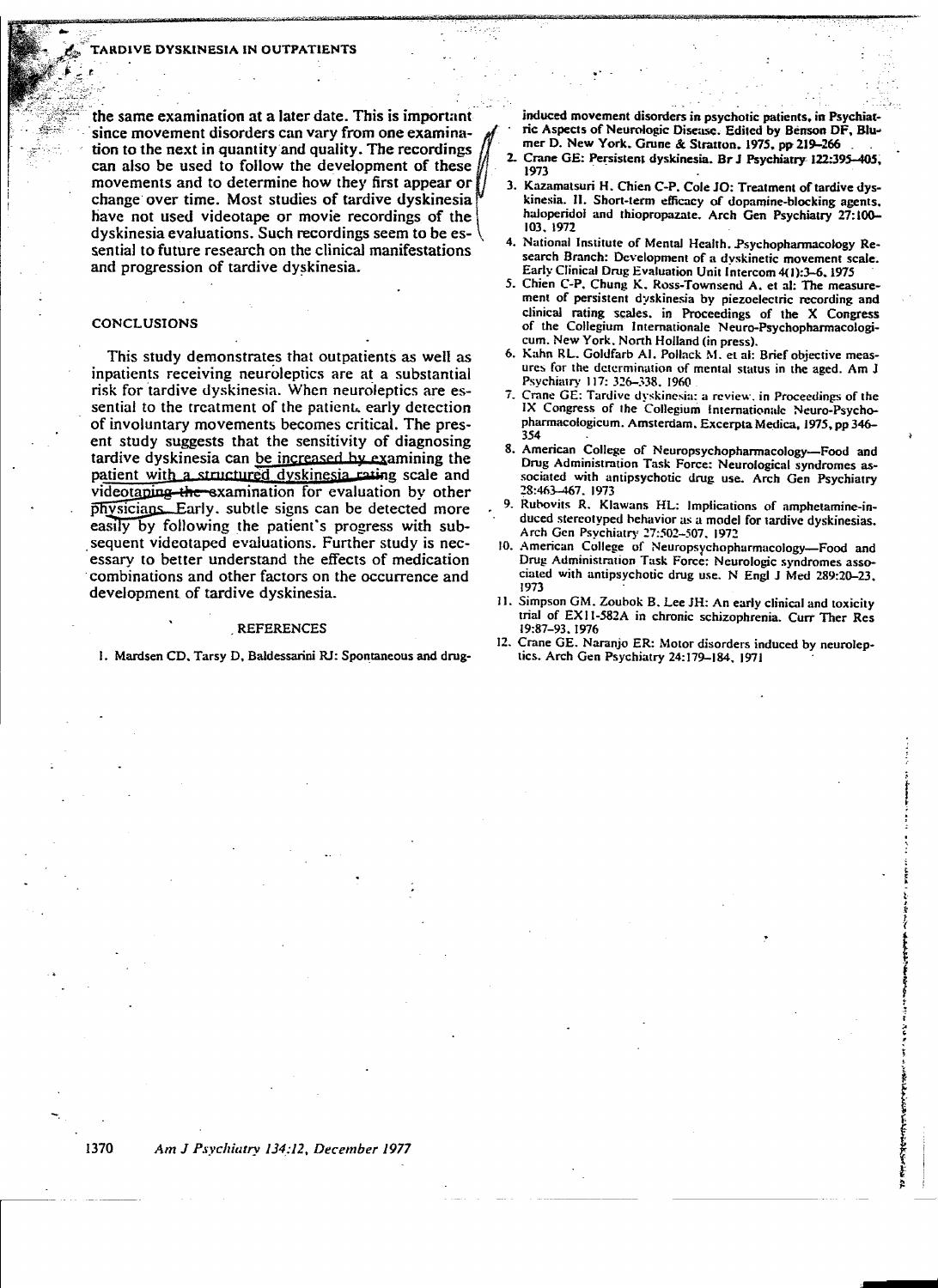the same examination at a later date. This is important since movement disorders can vary from one examination to the next in quantity and quality. The recordings can also be used to follow the development of these movements and to determine how they first appear or change over time. Most studies of tardive dyskinesia have not used videotape or movie recordings of the dyskinesia evaluations. Such recordings seem to be essential to future research on the clinical manifestations and progression of tardive dyskinesia.

## CONCLUSIONS

This study demonstrates that outpatients as well as inpatients receiving neuroleptics are at a substantial risk for tardive dyskinesia. When neuroleptics are essential to the treatment of the patient, early detection of involuntary movements becomes critical. The present study suggests that the sensitivity of diagnosing tardive dyskinesia can be increased by examining the patient with a structured dyskinesia rating scale and videotaping the examination for evaluation by other physicians. Early, subtle signs can be detected more easily by following the patient's progress with subsequent videotaped evaluations. Further study is necessary to better understand the effects of medication combinations and other factors on the occurrence and development of tardive dyskinesia.

## REFERENCES

1. Mardsen CD, Tarsy D, Baldessarini RJ: Spontaneous and drug-induced movement disorders in psychotic patients, in Psychiatric Aspects of Neurologic Disease. Edited by Benson DF, Blumer D. New York, Grune & Stratton, 1975, pp 219–266
2. Crane GE: Persistent dyskinesia. Br J Psychiatry 122:395–405, 1973
3. Kazamatsuri H, Chien C-P, Cole JO: Treatment of tardive dyskinesia. II. Short-term efficacy of dopamine-blocking agents, haloperidol and thiopropazate. Arch Gen Psychiatry 27:100–103, 1972
4. National Institute of Mental Health, Psychopharmacology Research Branch: Development of a dyskinetic movement scale. Early Clinical Drug Evaluation Unit Intercom 4(1):3–6, 1975
5. Chien C-P, Chung K, Ross-Townsend A, et al: The measurement of persistent dyskinesia by piezoelectric recording and clinical rating scales, in Proceedings of the X Congress of the Collegium Internationale Neuro-Psychopharmacologicum. New York, North Holland (in press).
6. Kahn RL, Goldfarb AI, Pollack M, et al: Brief objective measures for the determination of mental status in the aged. Am J Psychiatry 117: 326–338, 1960
7. Crane GE: Tardive dyskinesia: a review, in Proceedings of the IX Congress of the Collegium Internationale Neuro-Psychopharmacologicum. Amsterdam, Excerpta Medica, 1975, pp 346–354
8. American College of Neuropsychopharmacology—Food and Drug Administration Task Force: Neurological syndromes associated with antipsychotic drug use. Arch Gen Psychiatry 28:463–467, 1973
9. Rubovits R, Klawans HL: Implications of amphetamine-induced stereotyped behavior as a model for tardive dyskinesias. Arch Gen Psychiatry 27:502–507, 1972
10. American College of Neuropsychopharmacology—Food and Drug Administration Task Force: Neurologic syndromes associated with antipsychotic drug use. N Engl J Med 289:20–23, 1973
11. Simpson GM, Zoubok B, Lee JH: An early clinical and toxicity trial of EX11-582A in chronic schizophrenia. Curr Ther Res 19:87–93, 1976
12. Crane GE, Naranjo ER: Motor disorders induced by neuroleptics. Arch Gen Psychiatry 24:179–184, 1971